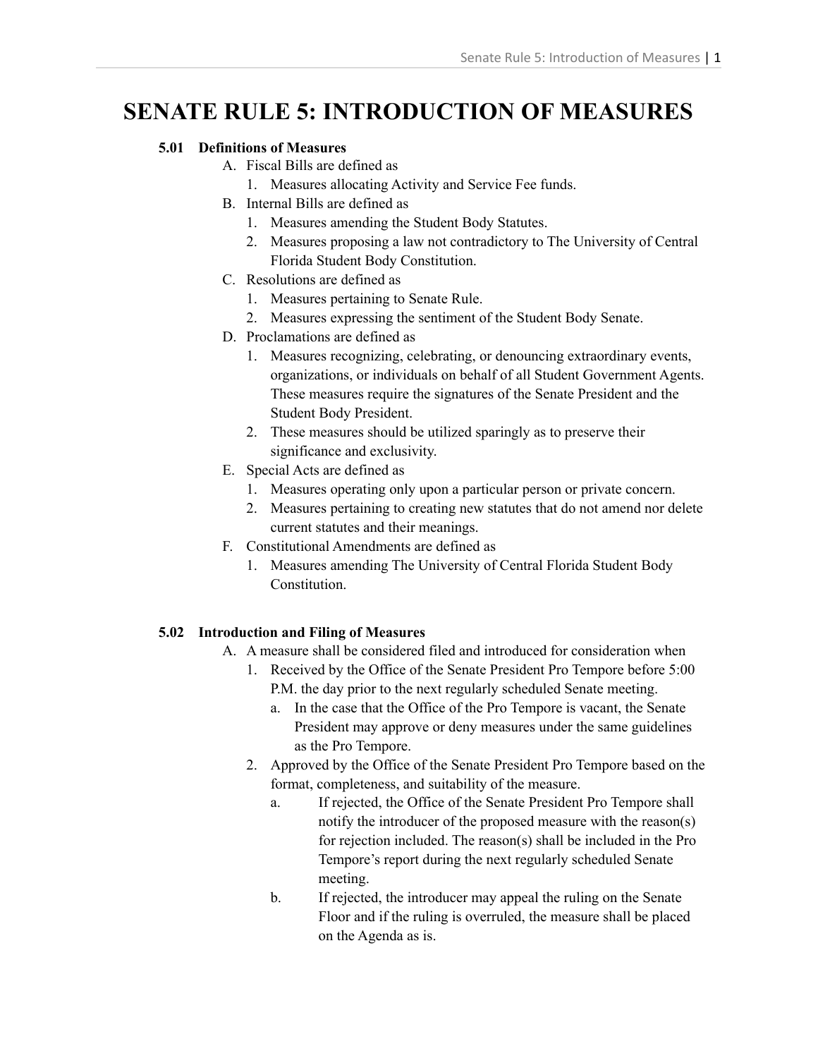# SENATE RULE 5: INTRODUCTION OF MEASURES

**5.01 Definitions of Measures**

A. Fiscal Bills are defined as
   1. Measures allocating Activity and Service Fee funds.

B. Internal Bills are defined as
   1. Measures amending the Student Body Statutes.
   2. Measures proposing a law not contradictory to The University of Central Florida Student Body Constitution.

C. Resolutions are defined as
   1. Measures pertaining to Senate Rule.
   2. Measures expressing the sentiment of the Student Body Senate.

D. Proclamations are defined as
   1. Measures recognizing, celebrating, or denouncing extraordinary events, organizations, or individuals on behalf of all Student Government Agents. These measures require the signatures of the Senate President and the Student Body President.
   2. These measures should be utilized sparingly as to preserve their significance and exclusivity.

E. Special Acts are defined as
   1. Measures operating only upon a particular person or private concern.
   2. Measures pertaining to creating new statutes that do not amend nor delete current statutes and their meanings.

F. Constitutional Amendments are defined as
   1. Measures amending The University of Central Florida Student Body Constitution.

**5.02 Introduction and Filing of Measures**

A. A measure shall be considered filed and introduced for consideration when
   1. Received by the Office of the Senate President Pro Tempore before 5:00 P.M. the day prior to the next regularly scheduled Senate meeting.
      a. In the case that the Office of the Pro Tempore is vacant, the Senate President may approve or deny measures under the same guidelines as the Pro Tempore.
   2. Approved by the Office of the Senate President Pro Tempore based on the format, completeness, and suitability of the measure.
      a. If rejected, the Office of the Senate President Pro Tempore shall notify the introducer of the proposed measure with the reason(s) for rejection included. The reason(s) shall be included in the Pro Tempore's report during the next regularly scheduled Senate meeting.
      b. If rejected, the introducer may appeal the ruling on the Senate Floor and if the ruling is overruled, the measure shall be placed on the Agenda as is.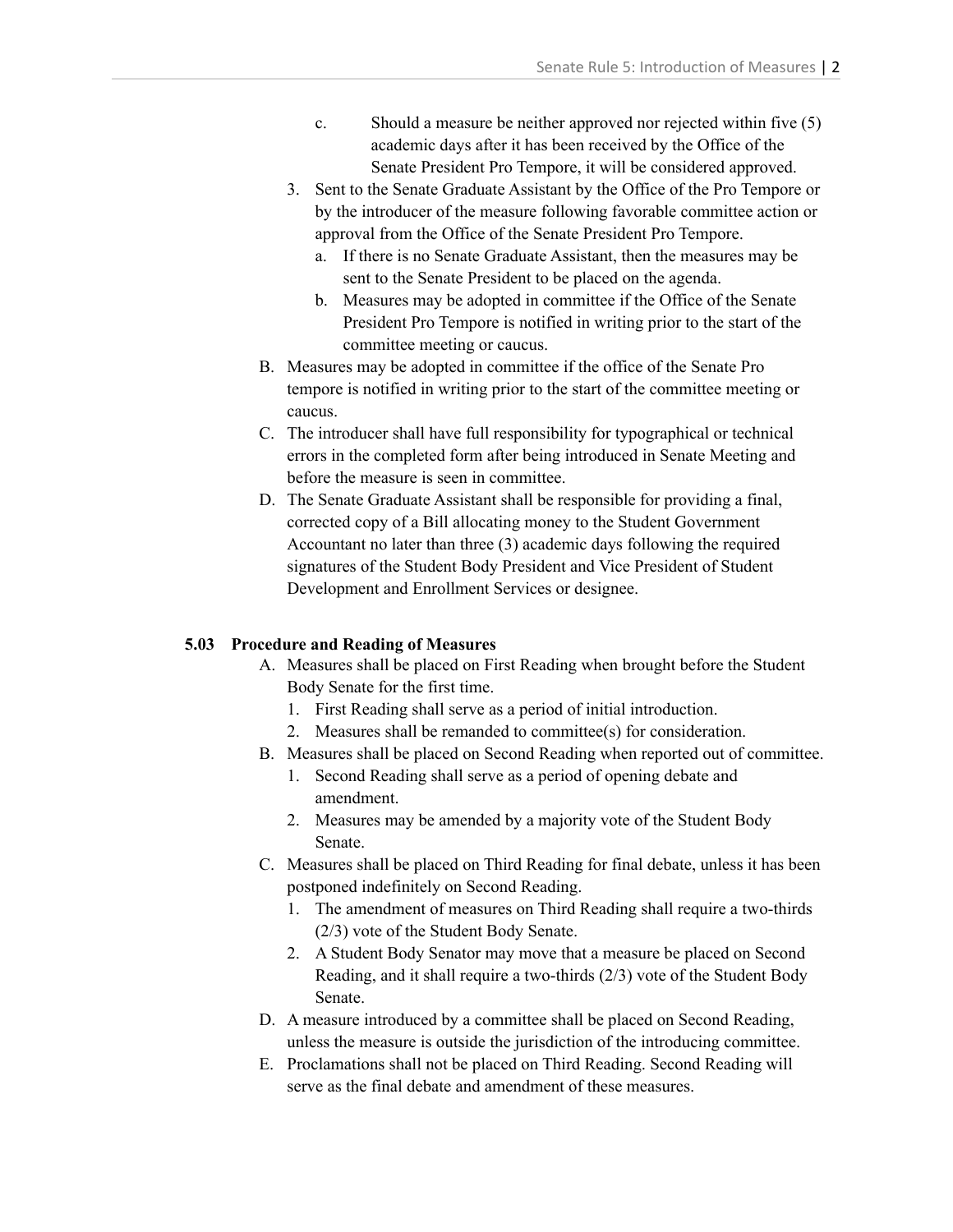c. Should a measure be neither approved nor rejected within five (5) academic days after it has been received by the Office of the Senate President Pro Tempore, it will be considered approved.

3. Sent to the Senate Graduate Assistant by the Office of the Pro Tempore or by the introducer of the measure following favorable committee action or approval from the Office of the Senate President Pro Tempore.
   a. If there is no Senate Graduate Assistant, then the measures may be sent to the Senate President to be placed on the agenda.
   b. Measures may be adopted in committee if the Office of the Senate President Pro Tempore is notified in writing prior to the start of the committee meeting or caucus.

B. Measures may be adopted in committee if the office of the Senate Pro tempore is notified in writing prior to the start of the committee meeting or caucus.

C. The introducer shall have full responsibility for typographical or technical errors in the completed form after being introduced in Senate Meeting and before the measure is seen in committee.

D. The Senate Graduate Assistant shall be responsible for providing a final, corrected copy of a Bill allocating money to the Student Government Accountant no later than three (3) academic days following the required signatures of the Student Body President and Vice President of Student Development and Enrollment Services or designee.

**5.03 Procedure and Reading of Measures**

A. Measures shall be placed on First Reading when brought before the Student Body Senate for the first time.
   1. First Reading shall serve as a period of initial introduction.
   2. Measures shall be remanded to committee(s) for consideration.

B. Measures shall be placed on Second Reading when reported out of committee.
   1. Second Reading shall serve as a period of opening debate and amendment.
   2. Measures may be amended by a majority vote of the Student Body Senate.

C. Measures shall be placed on Third Reading for final debate, unless it has been postponed indefinitely on Second Reading.
   1. The amendment of measures on Third Reading shall require a two-thirds (2/3) vote of the Student Body Senate.
   2. A Student Body Senator may move that a measure be placed on Second Reading, and it shall require a two-thirds (2/3) vote of the Student Body Senate.

D. A measure introduced by a committee shall be placed on Second Reading, unless the measure is outside the jurisdiction of the introducing committee.

E. Proclamations shall not be placed on Third Reading. Second Reading will serve as the final debate and amendment of these measures.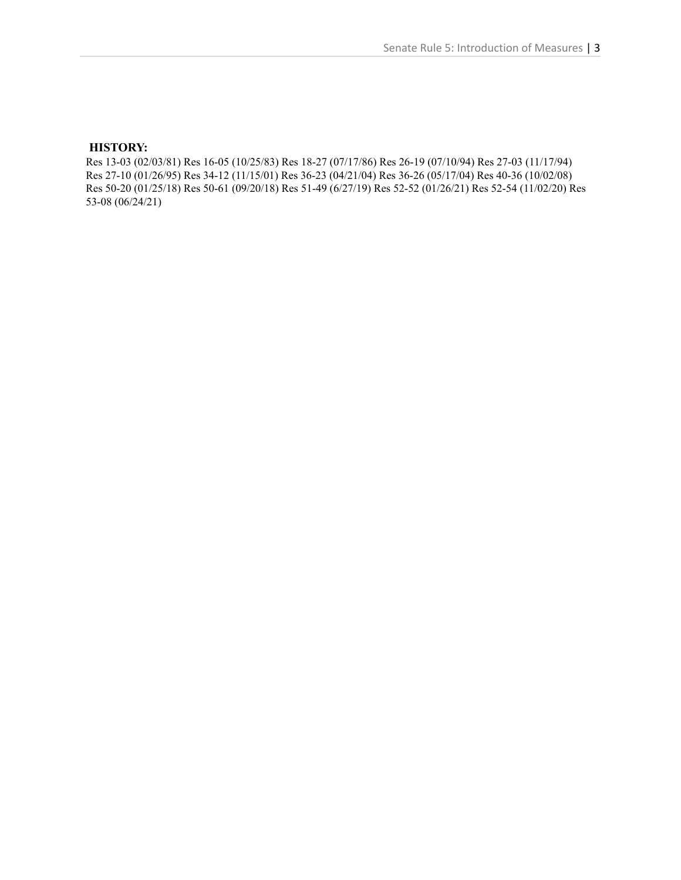**HISTORY:**

Res 13-03 (02/03/81) Res 16-05 (10/25/83) Res 18-27 (07/17/86) Res 26-19 (07/10/94) Res 27-03 (11/17/94) Res 27-10 (01/26/95) Res 34-12 (11/15/01) Res 36-23 (04/21/04) Res 36-26 (05/17/04) Res 40-36 (10/02/08) Res 50-20 (01/25/18) Res 50-61 (09/20/18) Res 51-49 (6/27/19) Res 52-52 (01/26/21) Res 52-54 (11/02/20) Res 53-08 (06/24/21)